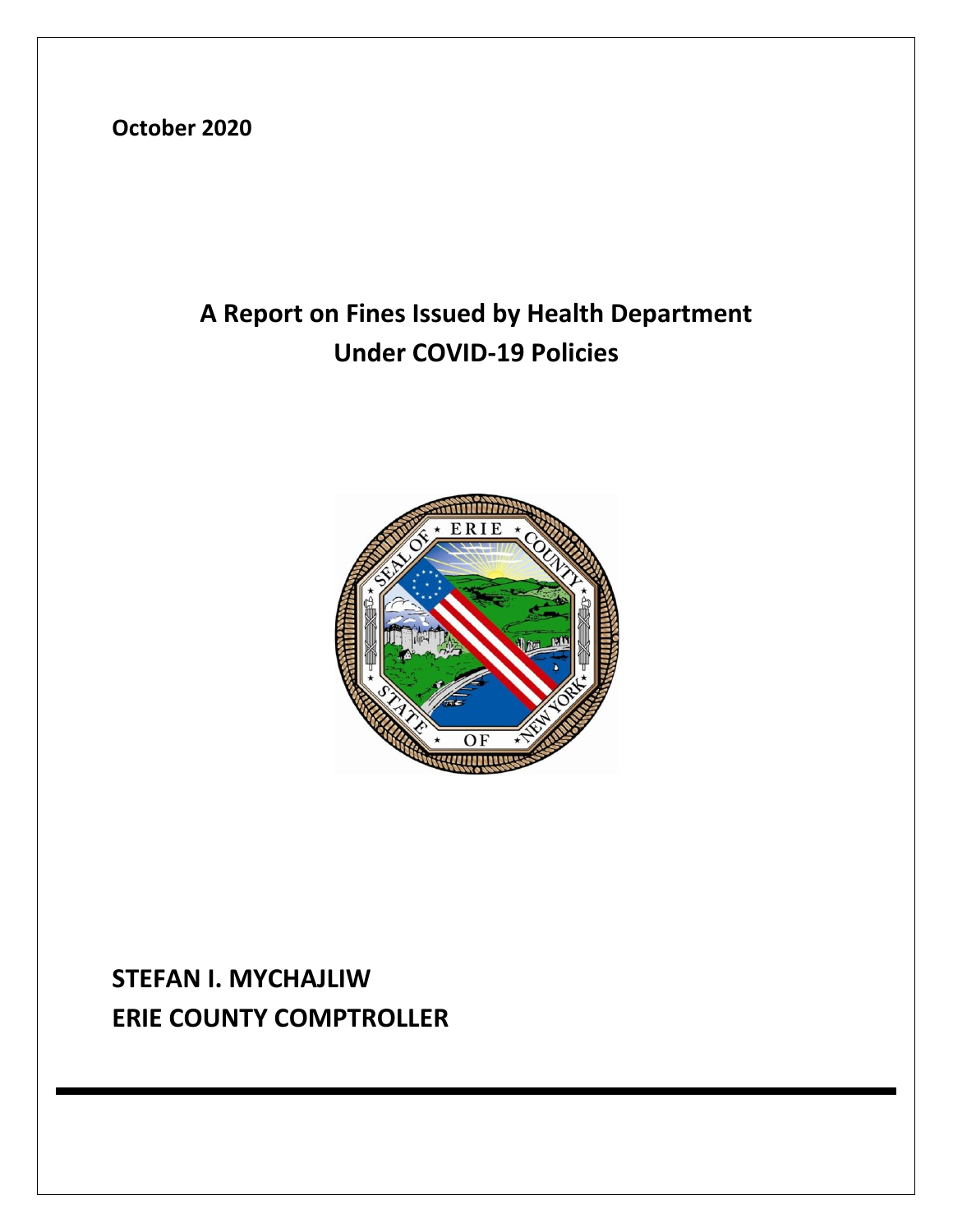October 2020

# A Report on Fines Issued by Health Department Under COVID-19 Policies

**STEFAN I. MYCHAJLIW**
**ERIE COUNTY COMPTROLLER**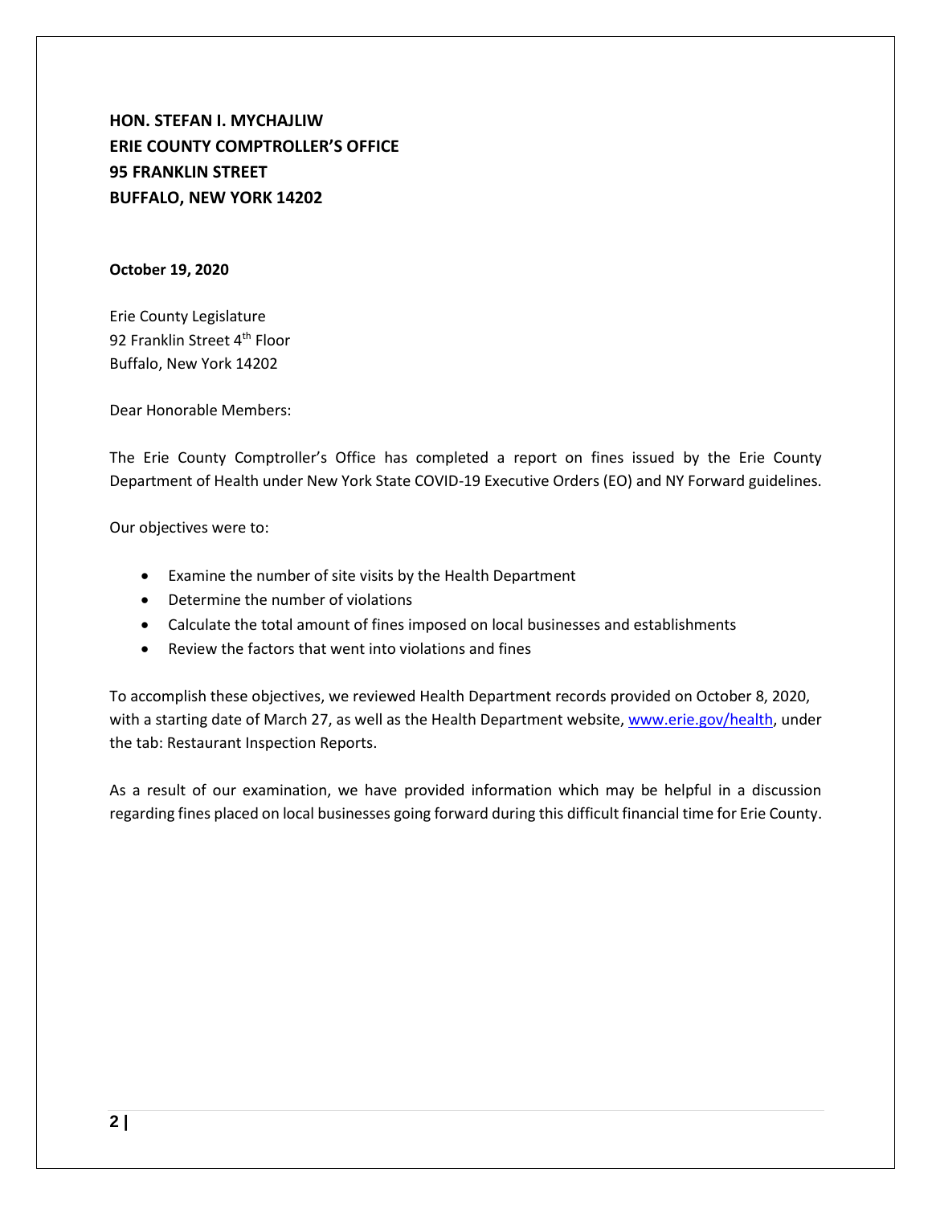**HON. STEFAN I. MYCHAJLIW**
**ERIE COUNTY COMPTROLLER'S OFFICE**
**95 FRANKLIN STREET**
**BUFFALO, NEW YORK 14202**

**October 19, 2020**

Erie County Legislature
92 Franklin Street 4th Floor
Buffalo, New York 14202

Dear Honorable Members:

The Erie County Comptroller's Office has completed a report on fines issued by the Erie County Department of Health under New York State COVID-19 Executive Orders (EO) and NY Forward guidelines.

Our objectives were to:

- Examine the number of site visits by the Health Department
- Determine the number of violations
- Calculate the total amount of fines imposed on local businesses and establishments
- Review the factors that went into violations and fines

To accomplish these objectives, we reviewed Health Department records provided on October 8, 2020, with a starting date of March 27, as well as the Health Department website, [www.erie.gov/health](http://www.erie.gov/health), under the tab: Restaurant Inspection Reports.

As a result of our examination, we have provided information which may be helpful in a discussion regarding fines placed on local businesses going forward during this difficult financial time for Erie County.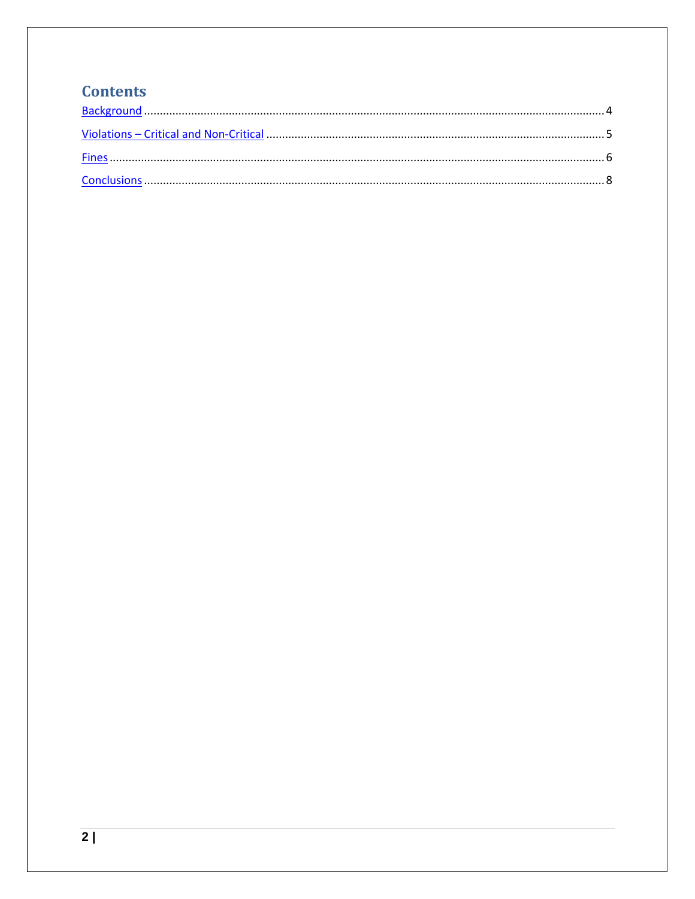# Contents

Background ........................................................................ 4

Violations – Critical and Non-Critical ........................................ 5

Fines ................................................................................. 6

Conclusions ........................................................................ 8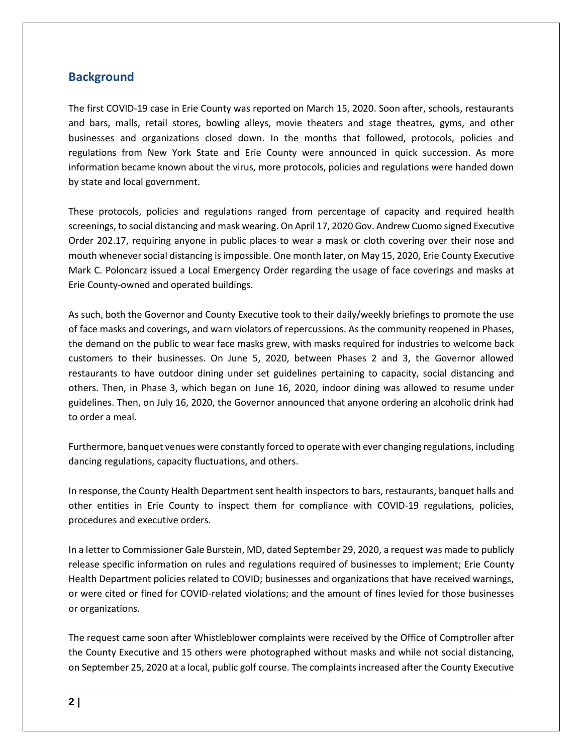## Background

The first COVID-19 case in Erie County was reported on March 15, 2020. Soon after, schools, restaurants and bars, malls, retail stores, bowling alleys, movie theaters and stage theatres, gyms, and other businesses and organizations closed down. In the months that followed, protocols, policies and regulations from New York State and Erie County were announced in quick succession. As more information became known about the virus, more protocols, policies and regulations were handed down by state and local government.

These protocols, policies and regulations ranged from percentage of capacity and required health screenings, to social distancing and mask wearing. On April 17, 2020 Gov. Andrew Cuomo signed Executive Order 202.17, requiring anyone in public places to wear a mask or cloth covering over their nose and mouth whenever social distancing is impossible. One month later, on May 15, 2020, Erie County Executive Mark C. Poloncarz issued a Local Emergency Order regarding the usage of face coverings and masks at Erie County-owned and operated buildings.

As such, both the Governor and County Executive took to their daily/weekly briefings to promote the use of face masks and coverings, and warn violators of repercussions. As the community reopened in Phases, the demand on the public to wear face masks grew, with masks required for industries to welcome back customers to their businesses. On June 5, 2020, between Phases 2 and 3, the Governor allowed restaurants to have outdoor dining under set guidelines pertaining to capacity, social distancing and others. Then, in Phase 3, which began on June 16, 2020, indoor dining was allowed to resume under guidelines. Then, on July 16, 2020, the Governor announced that anyone ordering an alcoholic drink had to order a meal.

Furthermore, banquet venues were constantly forced to operate with ever changing regulations, including dancing regulations, capacity fluctuations, and others.

In response, the County Health Department sent health inspectors to bars, restaurants, banquet halls and other entities in Erie County to inspect them for compliance with COVID-19 regulations, policies, procedures and executive orders.

In a letter to Commissioner Gale Burstein, MD, dated September 29, 2020, a request was made to publicly release specific information on rules and regulations required of businesses to implement; Erie County Health Department policies related to COVID; businesses and organizations that have received warnings, or were cited or fined for COVID-related violations; and the amount of fines levied for those businesses or organizations.

The request came soon after Whistleblower complaints were received by the Office of Comptroller after the County Executive and 15 others were photographed without masks and while not social distancing, on September 25, 2020 at a local, public golf course. The complaints increased after the County Executive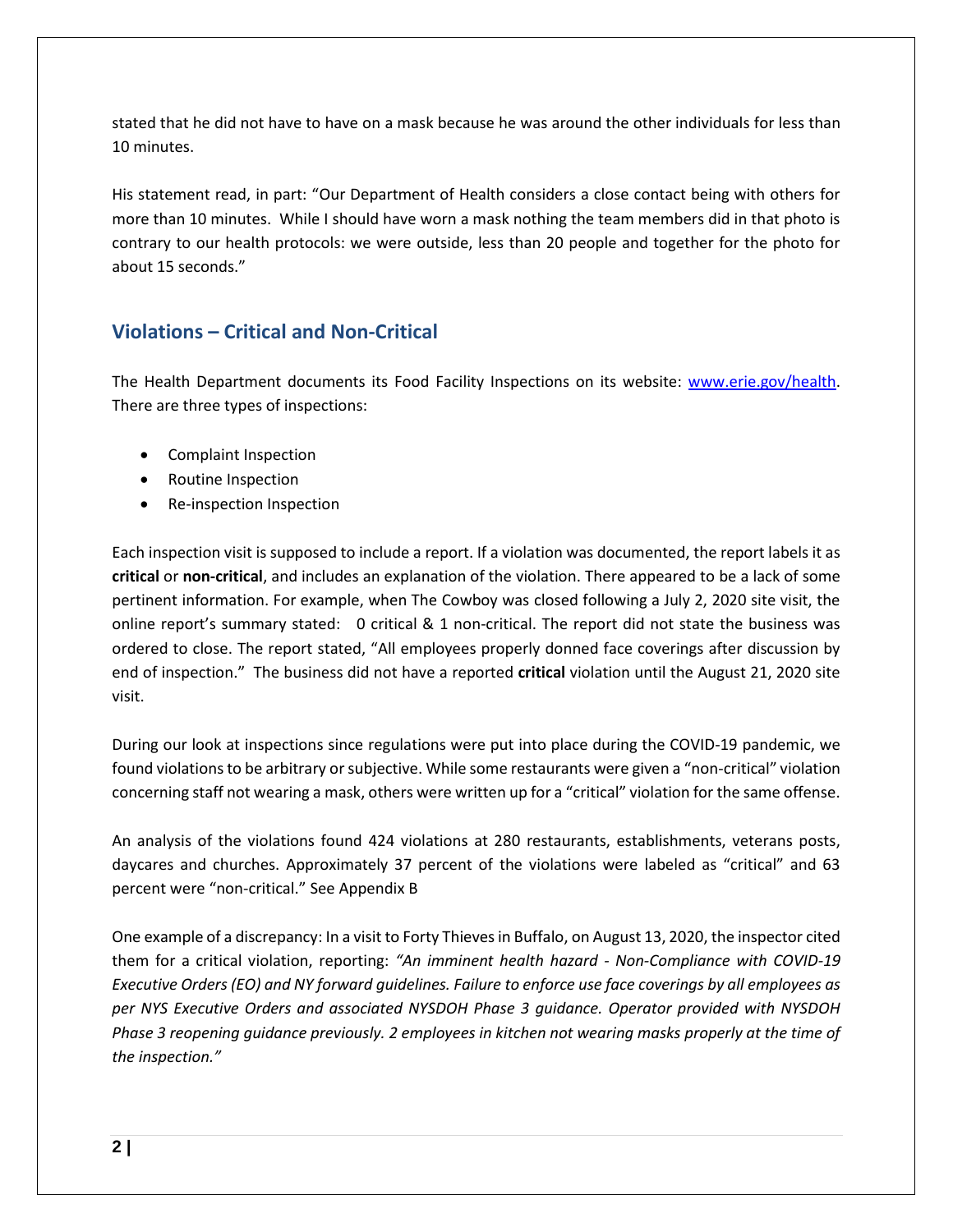stated that he did not have to have on a mask because he was around the other individuals for less than 10 minutes.

His statement read, in part: "Our Department of Health considers a close contact being with others for more than 10 minutes. While I should have worn a mask nothing the team members did in that photo is contrary to our health protocols: we were outside, less than 20 people and together for the photo for about 15 seconds."

## Violations – Critical and Non-Critical

The Health Department documents its Food Facility Inspections on its website: [www.erie.gov/health](www.erie.gov/health). There are three types of inspections:

- Complaint Inspection
- Routine Inspection
- Re-inspection Inspection

Each inspection visit is supposed to include a report. If a violation was documented, the report labels it as **critical** or **non-critical**, and includes an explanation of the violation. There appeared to be a lack of some pertinent information. For example, when The Cowboy was closed following a July 2, 2020 site visit, the online report's summary stated: 0 critical & 1 non-critical. The report did not state the business was ordered to close. The report stated, "All employees properly donned face coverings after discussion by end of inspection." The business did not have a reported **critical** violation until the August 21, 2020 site visit.

During our look at inspections since regulations were put into place during the COVID-19 pandemic, we found violations to be arbitrary or subjective. While some restaurants were given a "non-critical" violation concerning staff not wearing a mask, others were written up for a "critical" violation for the same offense.

An analysis of the violations found 424 violations at 280 restaurants, establishments, veterans posts, daycares and churches. Approximately 37 percent of the violations were labeled as "critical" and 63 percent were "non-critical." See Appendix B

One example of a discrepancy: In a visit to Forty Thieves in Buffalo, on August 13, 2020, the inspector cited them for a critical violation, reporting: *"An imminent health hazard - Non-Compliance with COVID-19 Executive Orders (EO) and NY forward guidelines. Failure to enforce use face coverings by all employees as per NYS Executive Orders and associated NYSDOH Phase 3 guidance. Operator provided with NYSDOH Phase 3 reopening guidance previously. 2 employees in kitchen not wearing masks properly at the time of the inspection."*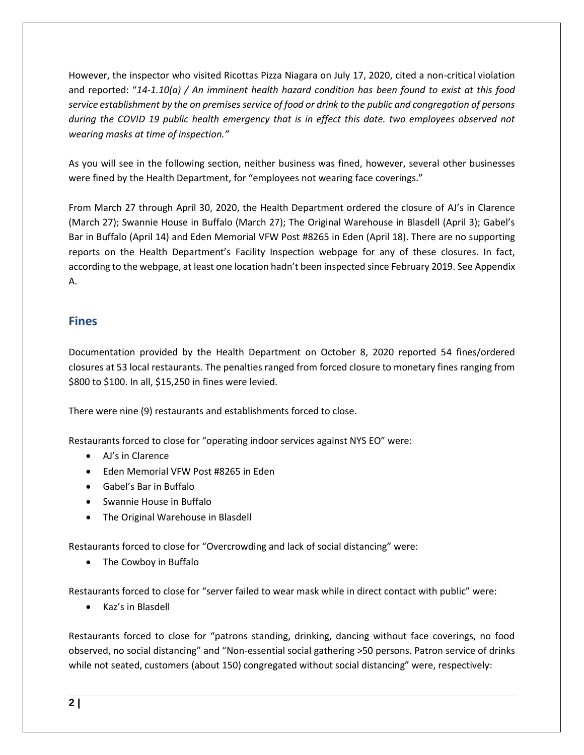However, the inspector who visited Ricottas Pizza Niagara on July 17, 2020, cited a non-critical violation and reported: "*14-1.10(a) / An imminent health hazard condition has been found to exist at this food service establishment by the on premises service of food or drink to the public and congregation of persons during the COVID 19 public health emergency that is in effect this date. two employees observed not wearing masks at time of inspection.*"

As you will see in the following section, neither business was fined, however, several other businesses were fined by the Health Department, for "employees not wearing face coverings."

From March 27 through April 30, 2020, the Health Department ordered the closure of AJ's in Clarence (March 27); Swannie House in Buffalo (March 27); The Original Warehouse in Blasdell (April 3); Gabel's Bar in Buffalo (April 14) and Eden Memorial VFW Post #8265 in Eden (April 18). There are no supporting reports on the Health Department's Facility Inspection webpage for any of these closures. In fact, according to the webpage, at least one location hadn't been inspected since February 2019. See Appendix A.

## Fines

Documentation provided by the Health Department on October 8, 2020 reported 54 fines/ordered closures at 53 local restaurants. The penalties ranged from forced closure to monetary fines ranging from $800 to $100. In all, $15,250 in fines were levied.

There were nine (9) restaurants and establishments forced to close.

Restaurants forced to close for "operating indoor services against NYS EO" were:

- AJ's in Clarence
- Eden Memorial VFW Post #8265 in Eden
- Gabel's Bar in Buffalo
- Swannie House in Buffalo
- The Original Warehouse in Blasdell

Restaurants forced to close for "Overcrowding and lack of social distancing" were:

- The Cowboy in Buffalo

Restaurants forced to close for "server failed to wear mask while in direct contact with public" were:

- Kaz's in Blasdell

Restaurants forced to close for "patrons standing, drinking, dancing without face coverings, no food observed, no social distancing" and "Non-essential social gathering >50 persons. Patron service of drinks while not seated, customers (about 150) congregated without social distancing" were, respectively: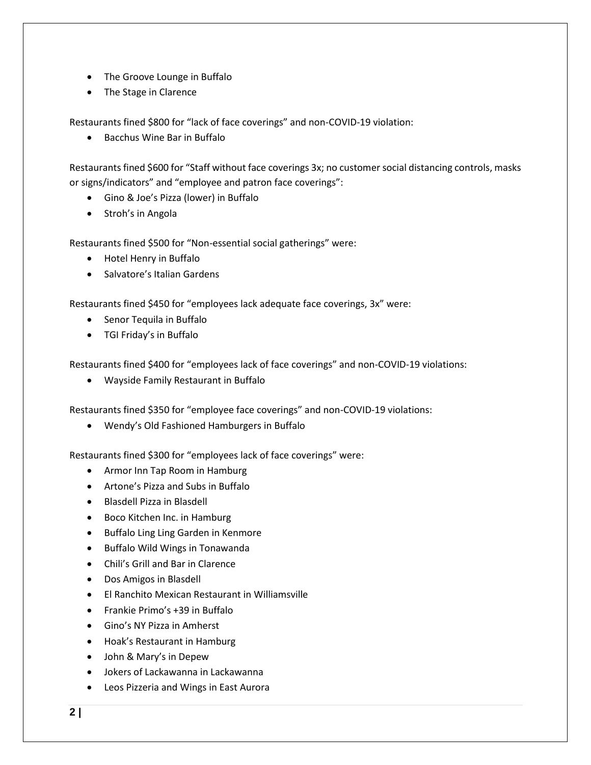- The Groove Lounge in Buffalo
- The Stage in Clarence

Restaurants fined $800 for “lack of face coverings” and non-COVID-19 violation:

- Bacchus Wine Bar in Buffalo

Restaurants fined $600 for “Staff without face coverings 3x; no customer social distancing controls, masks or signs/indicators” and “employee and patron face coverings”:

- Gino & Joe’s Pizza (lower) in Buffalo
- Stroh’s in Angola

Restaurants fined $500 for “Non-essential social gatherings” were:

- Hotel Henry in Buffalo
- Salvatore’s Italian Gardens

Restaurants fined $450 for “employees lack adequate face coverings, 3x” were:

- Senor Tequila in Buffalo
- TGI Friday’s in Buffalo

Restaurants fined $400 for “employees lack of face coverings” and non-COVID-19 violations:

- Wayside Family Restaurant in Buffalo

Restaurants fined $350 for “employee face coverings” and non-COVID-19 violations:

- Wendy’s Old Fashioned Hamburgers in Buffalo

Restaurants fined $300 for “employees lack of face coverings” were:

- Armor Inn Tap Room in Hamburg
- Artone’s Pizza and Subs in Buffalo
- Blasdell Pizza in Blasdell
- Boco Kitchen Inc. in Hamburg
- Buffalo Ling Ling Garden in Kenmore
- Buffalo Wild Wings in Tonawanda
- Chili’s Grill and Bar in Clarence
- Dos Amigos in Blasdell
- El Ranchito Mexican Restaurant in Williamsville
- Frankie Primo’s +39 in Buffalo
- Gino’s NY Pizza in Amherst
- Hoak’s Restaurant in Hamburg
- John & Mary’s in Depew
- Jokers of Lackawanna in Lackawanna
- Leos Pizzeria and Wings in East Aurora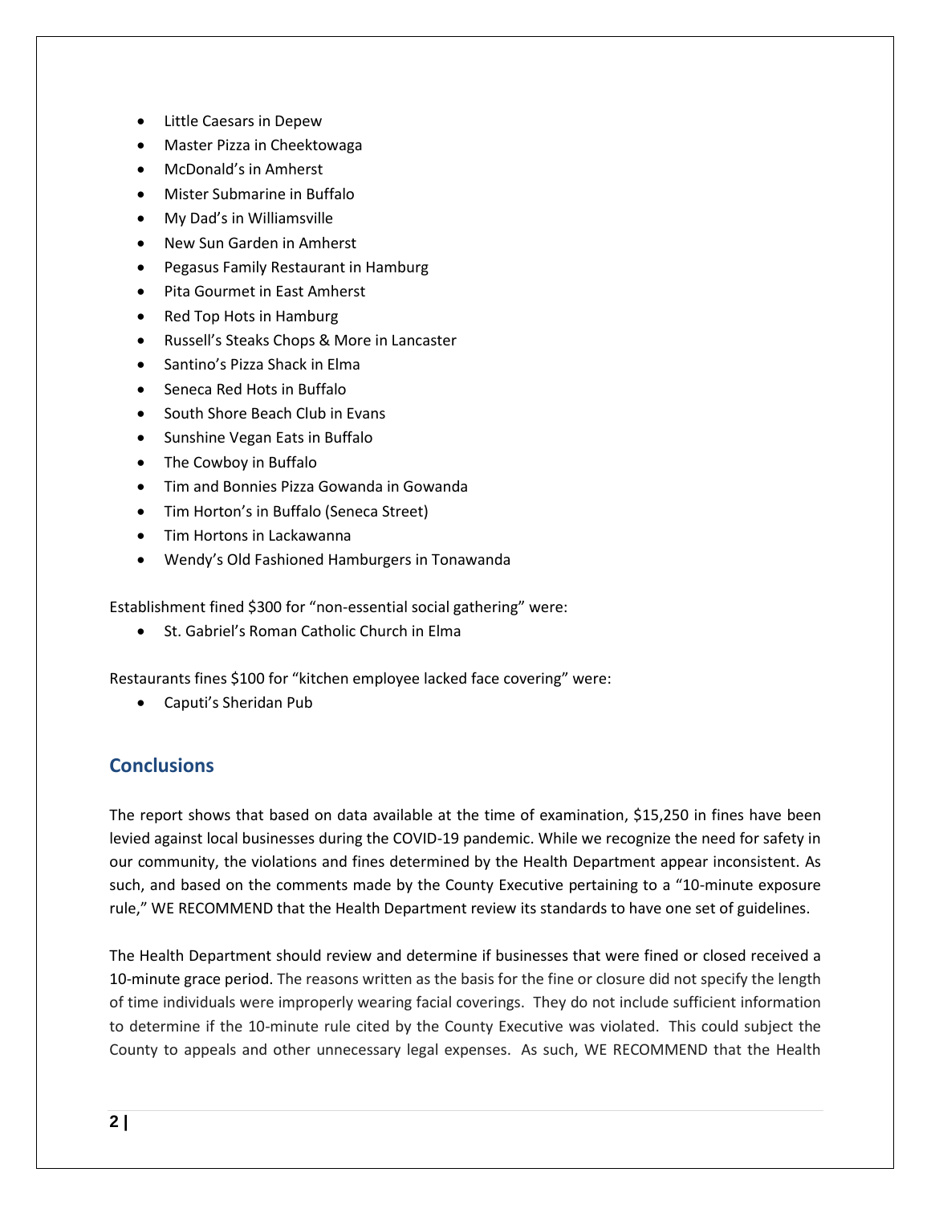- Little Caesars in Depew
- Master Pizza in Cheektowaga
- McDonald's in Amherst
- Mister Submarine in Buffalo
- My Dad's in Williamsville
- New Sun Garden in Amherst
- Pegasus Family Restaurant in Hamburg
- Pita Gourmet in East Amherst
- Red Top Hots in Hamburg
- Russell's Steaks Chops & More in Lancaster
- Santino's Pizza Shack in Elma
- Seneca Red Hots in Buffalo
- South Shore Beach Club in Evans
- Sunshine Vegan Eats in Buffalo
- The Cowboy in Buffalo
- Tim and Bonnies Pizza Gowanda in Gowanda
- Tim Horton's in Buffalo (Seneca Street)
- Tim Hortons in Lackawanna
- Wendy's Old Fashioned Hamburgers in Tonawanda

Establishment fined $300 for "non-essential social gathering" were:

- St. Gabriel's Roman Catholic Church in Elma

Restaurants fines $100 for "kitchen employee lacked face covering" were:

- Caputi's Sheridan Pub

## Conclusions

The report shows that based on data available at the time of examination, $15,250 in fines have been levied against local businesses during the COVID-19 pandemic. While we recognize the need for safety in our community, the violations and fines determined by the Health Department appear inconsistent. As such, and based on the comments made by the County Executive pertaining to a "10-minute exposure rule," WE RECOMMEND that the Health Department review its standards to have one set of guidelines.

The Health Department should review and determine if businesses that were fined or closed received a 10-minute grace period. The reasons written as the basis for the fine or closure did not specify the length of time individuals were improperly wearing facial coverings. They do not include sufficient information to determine if the 10-minute rule cited by the County Executive was violated. This could subject the County to appeals and other unnecessary legal expenses. As such, WE RECOMMEND that the Health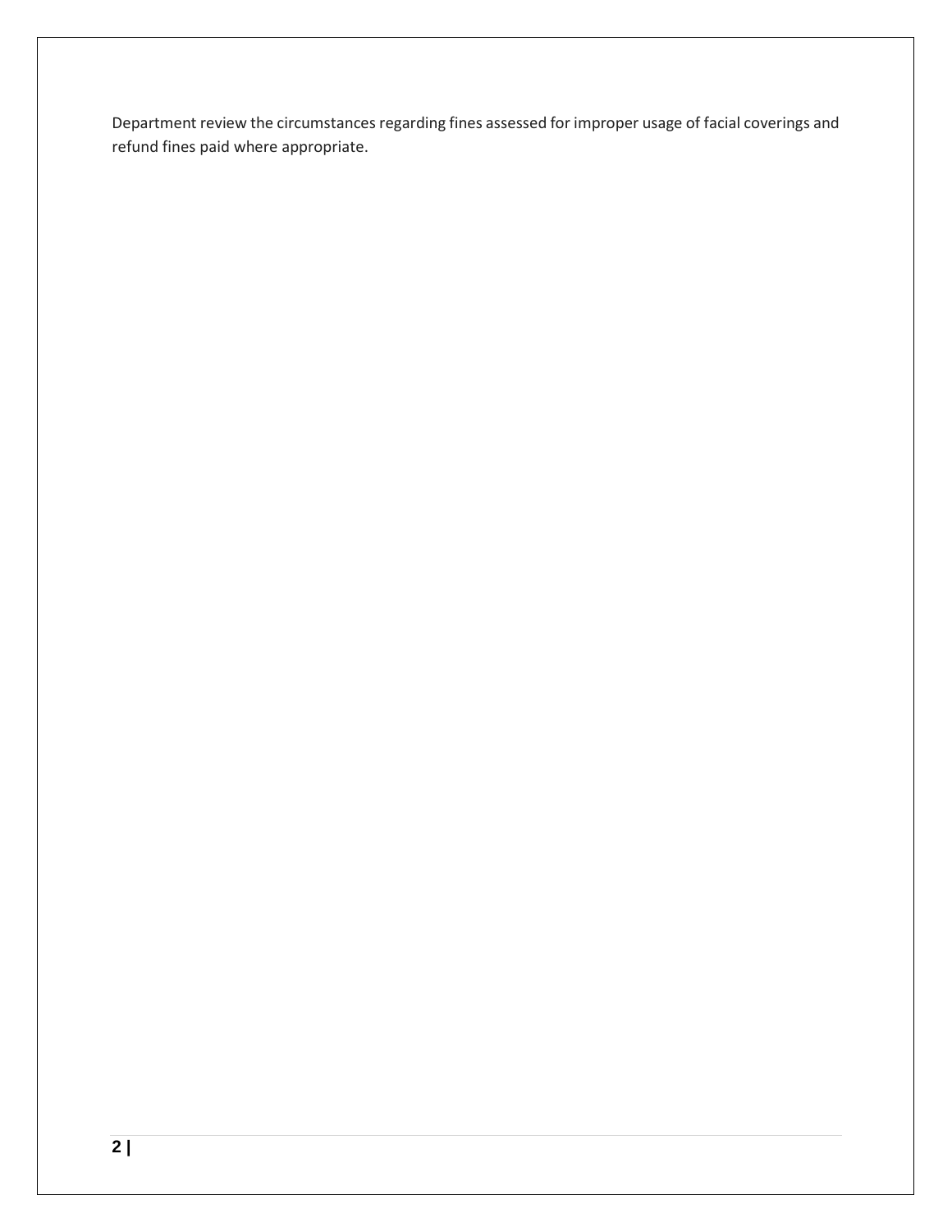Department review the circumstances regarding fines assessed for improper usage of facial coverings and refund fines paid where appropriate.